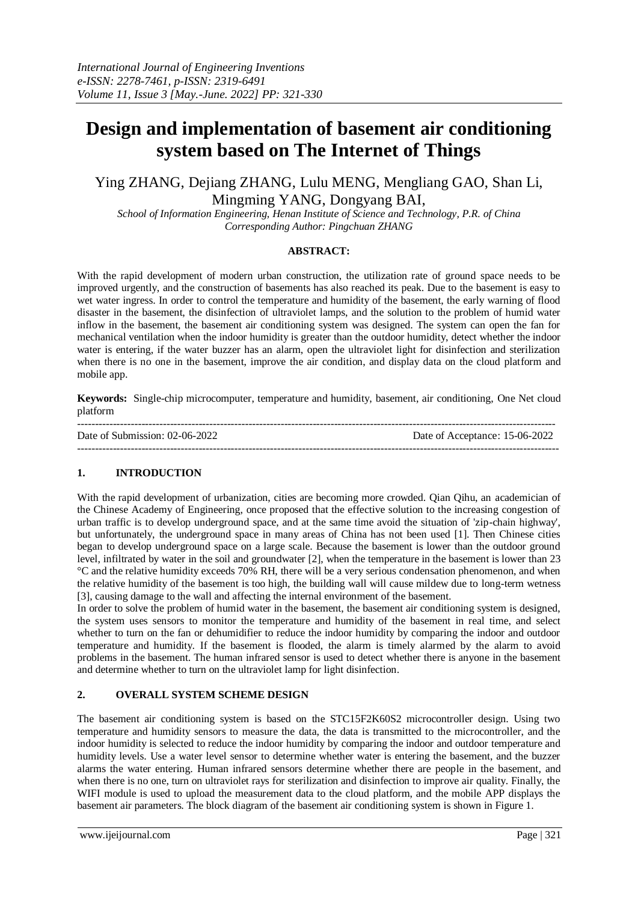# Design and implementation of basement air conditioning system based on The Internet of Things

Ying ZHANG, Dejiang ZHANG, Lulu MENG, Mengliang GAO, Shan Li, Mingming YANG, Dongyang BAI,

*School of Information Engineering, Henan Institute of Science and Technology, P.R. of China*
*Corresponding Author: Pingchuan ZHANG*

**ABSTRACT:**

With the rapid development of modern urban construction, the utilization rate of ground space needs to be improved urgently, and the construction of basements has also reached its peak. Due to the basement is easy to wet water ingress. In order to control the temperature and humidity of the basement, the early warning of flood disaster in the basement, the disinfection of ultraviolet lamps, and the solution to the problem of humid water inflow in the basement, the basement air conditioning system was designed. The system can open the fan for mechanical ventilation when the indoor humidity is greater than the outdoor humidity, detect whether the indoor water is entering, if the water buzzer has an alarm, open the ultraviolet light for disinfection and sterilization when there is no one in the basement, improve the air condition, and display data on the cloud platform and mobile app.

**Keywords:** Single-chip microcomputer, temperature and humidity, basement, air conditioning, One Net cloud platform

Date of Submission: 02-06-2022 | Date of Acceptance: 15-06-2022

## 1. INTRODUCTION

With the rapid development of urbanization, cities are becoming more crowded. Qian Qihu, an academician of the Chinese Academy of Engineering, once proposed that the effective solution to the increasing congestion of urban traffic is to develop underground space, and at the same time avoid the situation of 'zip-chain highway', but unfortunately, the underground space in many areas of China has not been used [1]. Then Chinese cities began to develop underground space on a large scale. Because the basement is lower than the outdoor ground level, infiltrated by water in the soil and groundwater [2], when the temperature in the basement is lower than 23 °C and the relative humidity exceeds 70% RH, there will be a very serious condensation phenomenon, and when the relative humidity of the basement is too high, the building wall will cause mildew due to long-term wetness [3], causing damage to the wall and affecting the internal environment of the basement.

In order to solve the problem of humid water in the basement, the basement air conditioning system is designed, the system uses sensors to monitor the temperature and humidity of the basement in real time, and select whether to turn on the fan or dehumidifier to reduce the indoor humidity by comparing the indoor and outdoor temperature and humidity. If the basement is flooded, the alarm is timely alarmed by the alarm to avoid problems in the basement. The human infrared sensor is used to detect whether there is anyone in the basement and determine whether to turn on the ultraviolet lamp for light disinfection.

## 2. OVERALL SYSTEM SCHEME DESIGN

The basement air conditioning system is based on the STC15F2K60S2 microcontroller design. Using two temperature and humidity sensors to measure the data, the data is transmitted to the microcontroller, and the indoor humidity is selected to reduce the indoor humidity by comparing the indoor and outdoor temperature and humidity levels. Use a water level sensor to determine whether water is entering the basement, and the buzzer alarms the water entering. Human infrared sensors determine whether there are people in the basement, and when there is no one, turn on ultraviolet rays for sterilization and disinfection to improve air quality. Finally, the WIFI module is used to upload the measurement data to the cloud platform, and the mobile APP displays the basement air parameters. The block diagram of the basement air conditioning system is shown in Figure 1.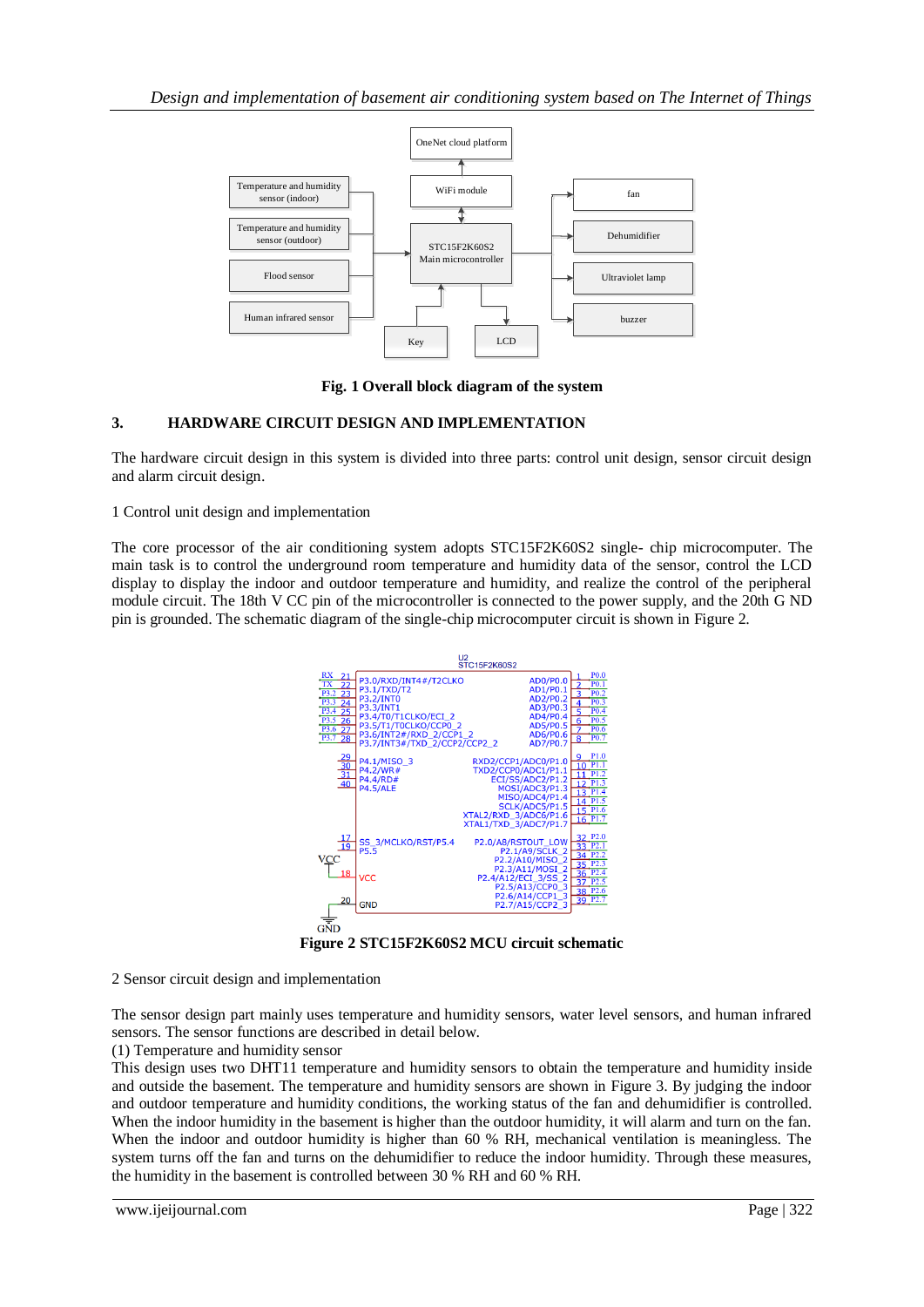Fig. 1 Overall block diagram of the system

## 3. HARDWARE CIRCUIT DESIGN AND IMPLEMENTATION

The hardware circuit design in this system is divided into three parts: control unit design, sensor circuit design and alarm circuit design.

1 Control unit design and implementation

The core processor of the air conditioning system adopts STC15F2K60S2 single- chip microcomputer. The main task is to control the underground room temperature and humidity data of the sensor, control the LCD display to display the indoor and outdoor temperature and humidity, and realize the control of the peripheral module circuit. The 18th V CC pin of the microcontroller is connected to the power supply, and the 20th G ND pin is grounded. The schematic diagram of the single-chip microcomputer circuit is shown in Figure 2.

**Figure 2 STC15F2K60S2 MCU circuit schematic**

2 Sensor circuit design and implementation

The sensor design part mainly uses temperature and humidity sensors, water level sensors, and human infrared sensors. The sensor functions are described in detail below.

(1) Temperature and humidity sensor

This design uses two DHT11 temperature and humidity sensors to obtain the temperature and humidity inside and outside the basement. The temperature and humidity sensors are shown in Figure 3. By judging the indoor and outdoor temperature and humidity conditions, the working status of the fan and dehumidifier is controlled. When the indoor humidity in the basement is higher than the outdoor humidity, it will alarm and turn on the fan. When the indoor and outdoor humidity is higher than 60 % RH, mechanical ventilation is meaningless. The system turns off the fan and turns on the dehumidifier to reduce the indoor humidity. Through these measures, the humidity in the basement is controlled between 30 % RH and 60 % RH.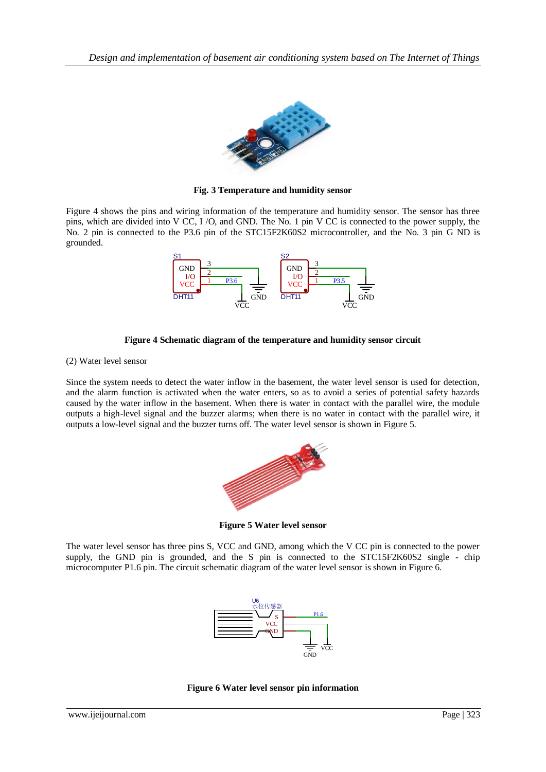**Fig. 3 Temperature and humidity sensor**

Figure 4 shows the pins and wiring information of the temperature and humidity sensor. The sensor has three pins, which are divided into V CC, I /O, and GND. The No. 1 pin V CC is connected to the power supply, the No. 2 pin is connected to the P3.6 pin of the STC15F2K60S2 microcontroller, and the No. 3 pin G ND is grounded.

**Figure 4 Schematic diagram of the temperature and humidity sensor circuit**

(2) Water level sensor

Since the system needs to detect the water inflow in the basement, the water level sensor is used for detection, and the alarm function is activated when the water enters, so as to avoid a series of potential safety hazards caused by the water inflow in the basement. When there is water in contact with the parallel wire, the module outputs a high-level signal and the buzzer alarms; when there is no water in contact with the parallel wire, it outputs a low-level signal and the buzzer turns off. The water level sensor is shown in Figure 5.

**Figure 5 Water level sensor**

The water level sensor has three pins S, VCC and GND, among which the V CC pin is connected to the power supply, the GND pin is grounded, and the S pin is connected to the STC15F2K60S2 single - chip microcomputer P1.6 pin. The circuit schematic diagram of the water level sensor is shown in Figure 6.

**Figure 6 Water level sensor pin information**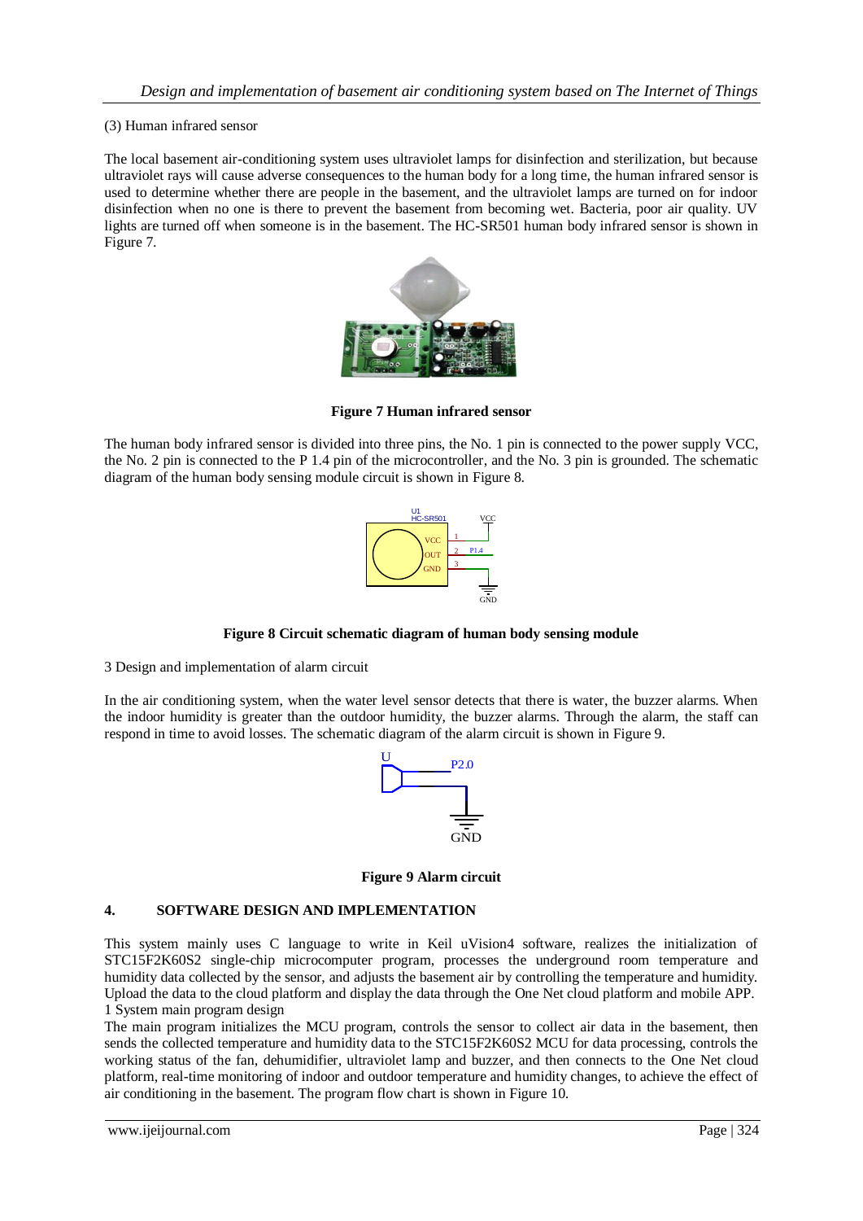(3) Human infrared sensor

The local basement air-conditioning system uses ultraviolet lamps for disinfection and sterilization, but because ultraviolet rays will cause adverse consequences to the human body for a long time, the human infrared sensor is used to determine whether there are people in the basement, and the ultraviolet lamps are turned on for indoor disinfection when no one is there to prevent the basement from becoming wet. Bacteria, poor air quality. UV lights are turned off when someone is in the basement. The HC-SR501 human body infrared sensor is shown in Figure 7.

**Figure 7 Human infrared sensor**

The human body infrared sensor is divided into three pins, the No. 1 pin is connected to the power supply VCC, the No. 2 pin is connected to the P 1.4 pin of the microcontroller, and the No. 3 pin is grounded. The schematic diagram of the human body sensing module circuit is shown in Figure 8.

**Figure 8 Circuit schematic diagram of human body sensing module**

3 Design and implementation of alarm circuit

In the air conditioning system, when the water level sensor detects that there is water, the buzzer alarms. When the indoor humidity is greater than the outdoor humidity, the buzzer alarms. Through the alarm, the staff can respond in time to avoid losses. The schematic diagram of the alarm circuit is shown in Figure 9.

**Figure 9 Alarm circuit**

## 4. SOFTWARE DESIGN AND IMPLEMENTATION

This system mainly uses C language to write in Keil uVision4 software, realizes the initialization of STC15F2K60S2 single-chip microcomputer program, processes the underground room temperature and humidity data collected by the sensor, and adjusts the basement air by controlling the temperature and humidity. Upload the data to the cloud platform and display the data through the One Net cloud platform and mobile APP.
1 System main program design
The main program initializes the MCU program, controls the sensor to collect air data in the basement, then sends the collected temperature and humidity data to the STC15F2K60S2 MCU for data processing, controls the working status of the fan, dehumidifier, ultraviolet lamp and buzzer, and then connects to the One Net cloud platform, real-time monitoring of indoor and outdoor temperature and humidity changes, to achieve the effect of air conditioning in the basement. The program flow chart is shown in Figure 10.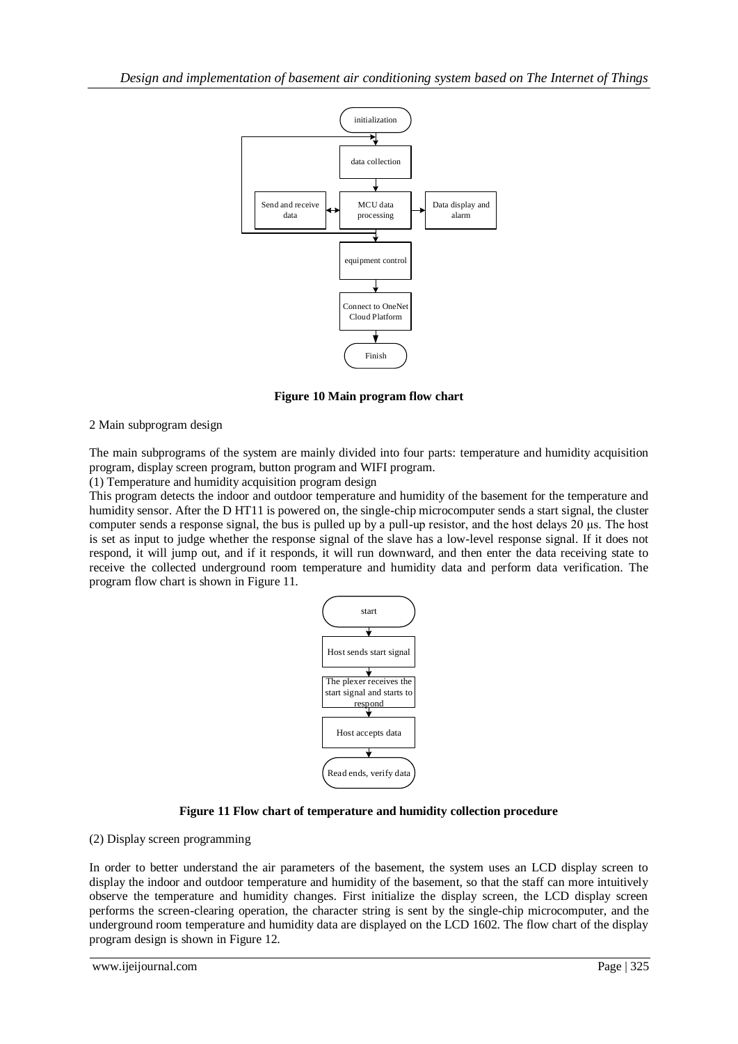Figure 10 Main program flow chart

2 Main subprogram design

The main subprograms of the system are mainly divided into four parts: temperature and humidity acquisition program, display screen program, button program and WIFI program.

(1) Temperature and humidity acquisition program design

This program detects the indoor and outdoor temperature and humidity of the basement for the temperature and humidity sensor. After the D HT11 is powered on, the single-chip microcomputer sends a start signal, the cluster computer sends a response signal, the bus is pulled up by a pull-up resistor, and the host delays 20 μs. The host is set as input to judge whether the response signal of the slave has a low-level response signal. If it does not respond, it will jump out, and if it responds, it will run downward, and then enter the data receiving state to receive the collected underground room temperature and humidity data and perform data verification. The program flow chart is shown in Figure 11.

Figure 11 Flow chart of temperature and humidity collection procedure

(2) Display screen programming

In order to better understand the air parameters of the basement, the system uses an LCD display screen to display the indoor and outdoor temperature and humidity of the basement, so that the staff can more intuitively observe the temperature and humidity changes. First initialize the display screen, the LCD display screen performs the screen-clearing operation, the character string is sent by the single-chip microcomputer, and the underground room temperature and humidity data are displayed on the LCD 1602. The flow chart of the display program design is shown in Figure 12.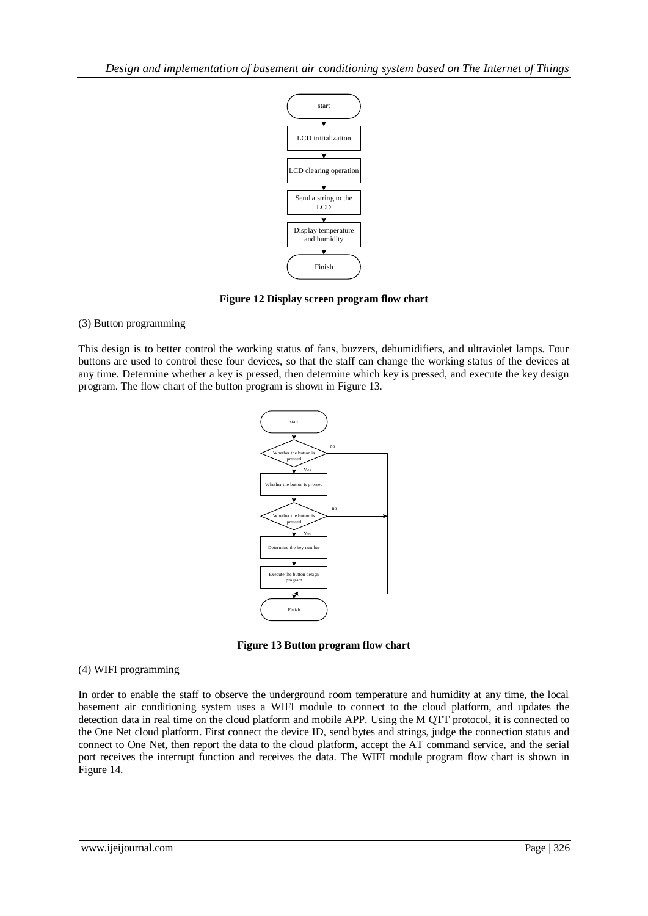**Figure 12 Display screen program flow chart**

(3) Button programming

This design is to better control the working status of fans, buzzers, dehumidifiers, and ultraviolet lamps. Four buttons are used to control these four devices, so that the staff can change the working status of the devices at any time. Determine whether a key is pressed, then determine which key is pressed, and execute the key design program. The flow chart of the button program is shown in Figure 13.

**Figure 13 Button program flow chart**

(4) WIFI programming

In order to enable the staff to observe the underground room temperature and humidity at any time, the local basement air conditioning system uses a WIFI module to connect to the cloud platform, and updates the detection data in real time on the cloud platform and mobile APP. Using the M QTT protocol, it is connected to the One Net cloud platform. First connect the device ID, send bytes and strings, judge the connection status and connect to One Net, then report the data to the cloud platform, accept the AT command service, and the serial port receives the interrupt function and receives the data. The WIFI module program flow chart is shown in Figure 14.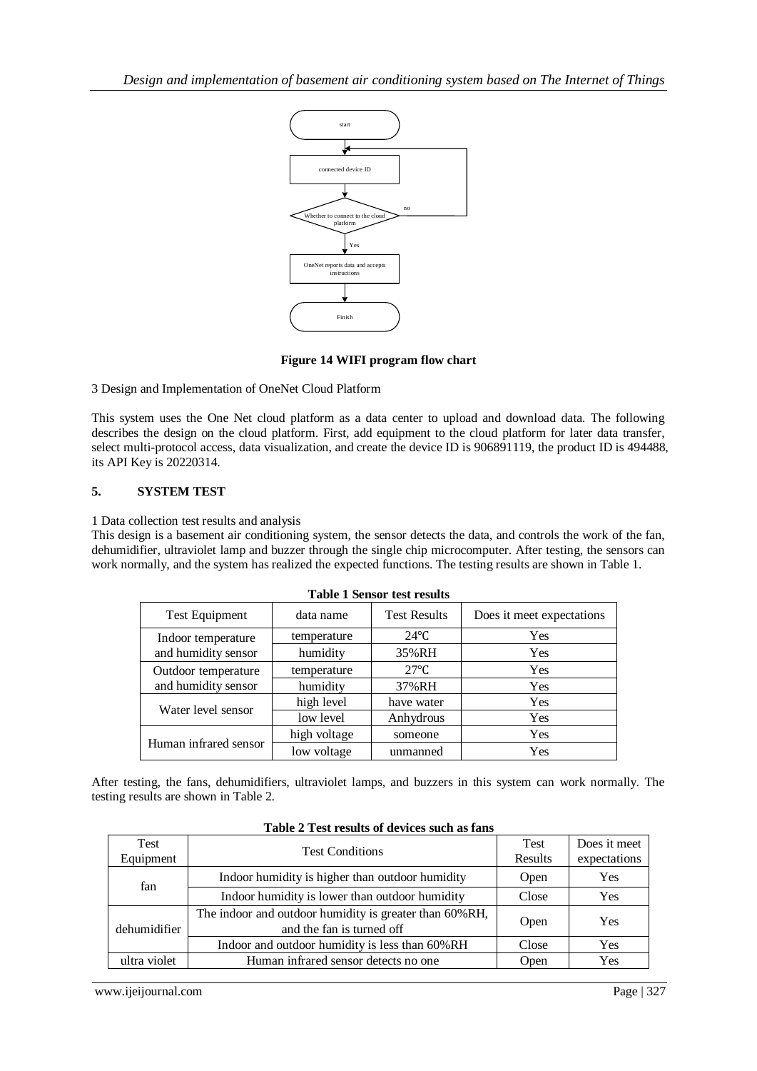Figure 14 WIFI program flow chart

3 Design and Implementation of OneNet Cloud Platform

This system uses the One Net cloud platform as a data center to upload and download data. The following describes the design on the cloud platform. First, add equipment to the cloud platform for later data transfer, select multi-protocol access, data visualization, and create the device ID is 906891119, the product ID is 494488, its API Key is 20220314.

## 5. SYSTEM TEST

1 Data collection test results and analysis

This design is a basement air conditioning system, the sensor detects the data, and controls the work of the fan, dehumidifier, ultraviolet lamp and buzzer through the single chip microcomputer. After testing, the sensors can work normally, and the system has realized the expected functions. The testing results are shown in Table 1.

**Table 1 Sensor test results**

| Test Equipment | data name | Test Results | Does it meet expectations |
|---|---|---|---|
| Indoor temperature and humidity sensor | temperature | 24℃ | Yes |
| | humidity | 35%RH | Yes |
| Outdoor temperature and humidity sensor | temperature | 27℃ | Yes |
| | humidity | 37%RH | Yes |
| Water level sensor | high level | have water | Yes |
| | low level | Anhydrous | Yes |
| Human infrared sensor | high voltage | someone | Yes |
| | low voltage | unmanned | Yes |

After testing, the fans, dehumidifiers, ultraviolet lamps, and buzzers in this system can work normally. The testing results are shown in Table 2.

**Table 2 Test results of devices such as fans**

| Test Equipment | Test Conditions | Test Results | Does it meet expectations |
|---|---|---|---|
| fan | Indoor humidity is higher than outdoor humidity | Open | Yes |
| | Indoor humidity is lower than outdoor humidity | Close | Yes |
| dehumidifier | The indoor and outdoor humidity is greater than 60%RH, and the fan is turned off | Open | Yes |
| | Indoor and outdoor humidity is less than 60%RH | Close | Yes |
| ultra violet | Human infrared sensor detects no one | Open | Yes |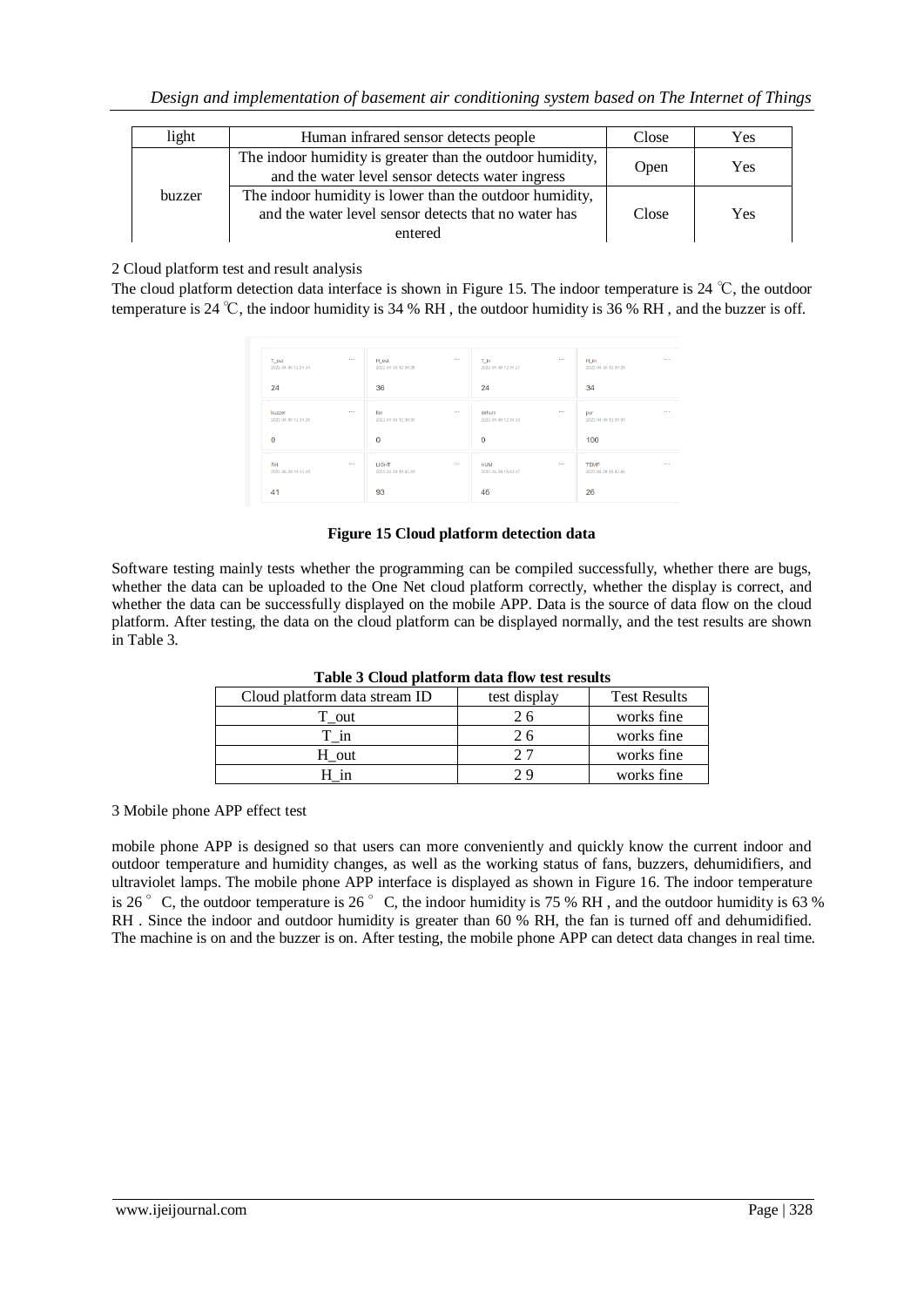| light | Human infrared sensor detects people | Close | Yes |
|---|---|---|---|
| buzzer | The indoor humidity is greater than the outdoor humidity, and the water level sensor detects water ingress | Open | Yes |
| | The indoor humidity is lower than the outdoor humidity, and the water level sensor detects that no water has entered | Close | Yes |

2 Cloud platform test and result analysis

The cloud platform detection data interface is shown in Figure 15. The indoor temperature is 24 ℃, the outdoor temperature is 24 ℃, the indoor humidity is 34 % RH , the outdoor humidity is 36 % RH , and the buzzer is off.

**Figure 15 Cloud platform detection data**

Software testing mainly tests whether the programming can be compiled successfully, whether there are bugs, whether the data can be uploaded to the One Net cloud platform correctly, whether the display is correct, and whether the data can be successfully displayed on the mobile APP. Data is the source of data flow on the cloud platform. After testing, the data on the cloud platform can be displayed normally, and the test results are shown in Table 3.

**Table 3 Cloud platform data flow test results**

| Cloud platform data stream ID | test display | Test Results |
|---|---|---|
| T_out | 2 6 | works fine |
| T_in | 2 6 | works fine |
| H_out | 2 7 | works fine |
| H_in | 2 9 | works fine |

3 Mobile phone APP effect test

mobile phone APP is designed so that users can more conveniently and quickly know the current indoor and outdoor temperature and humidity changes, as well as the working status of fans, buzzers, dehumidifiers, and ultraviolet lamps. The mobile phone APP interface is displayed as shown in Figure 16. The indoor temperature is 26 ° C, the outdoor temperature is 26 ° C, the indoor humidity is 75 % RH , and the outdoor humidity is 63 % RH . Since the indoor and outdoor humidity is greater than 60 % RH, the fan is turned off and dehumidified. The machine is on and the buzzer is on. After testing, the mobile phone APP can detect data changes in real time.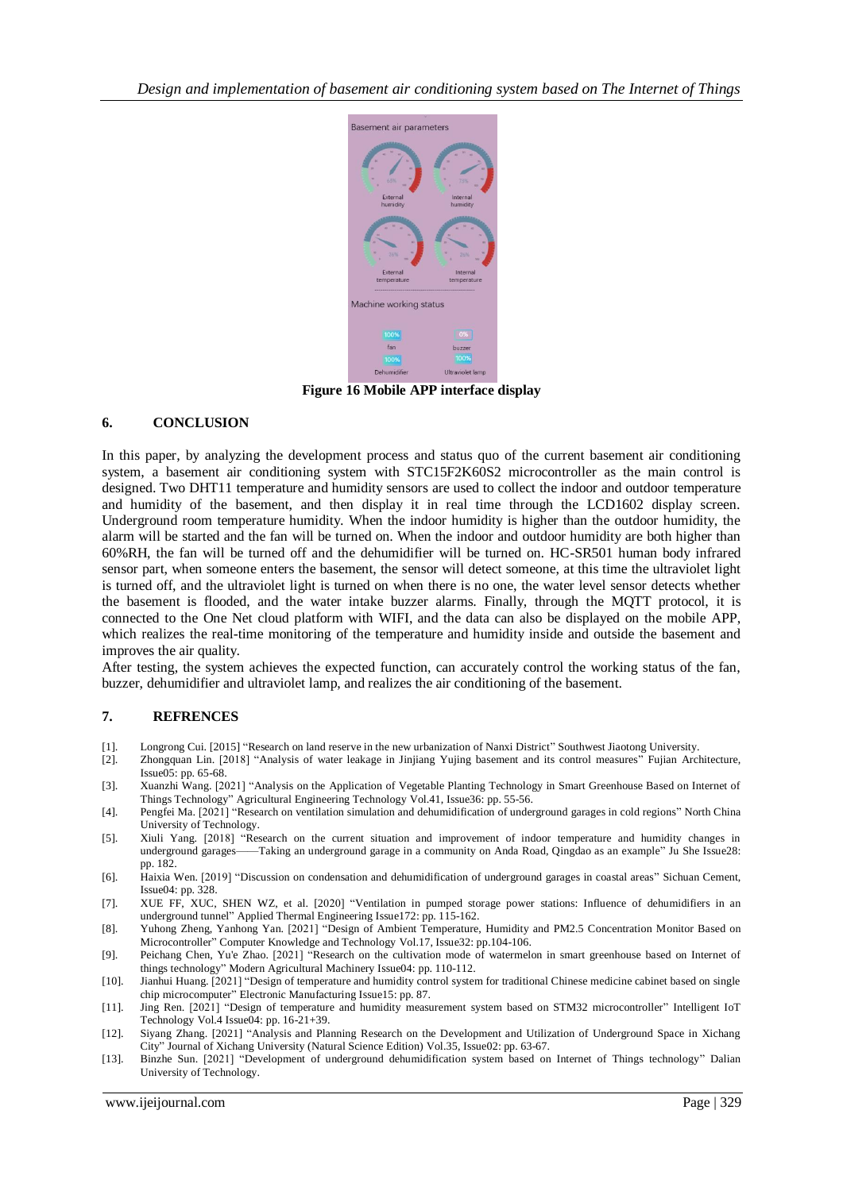**Figure 16 Mobile APP interface display**

## 6. CONCLUSION

In this paper, by analyzing the development process and status quo of the current basement air conditioning system, a basement air conditioning system with STC15F2K60S2 microcontroller as the main control is designed. Two DHT11 temperature and humidity sensors are used to collect the indoor and outdoor temperature and humidity of the basement, and then display it in real time through the LCD1602 display screen. Underground room temperature humidity. When the indoor humidity is higher than the outdoor humidity, the alarm will be started and the fan will be turned on. When the indoor and outdoor humidity are both higher than 60%RH, the fan will be turned off and the dehumidifier will be turned on. HC-SR501 human body infrared sensor part, when someone enters the basement, the sensor will detect someone, at this time the ultraviolet light is turned off, and the ultraviolet light is turned on when there is no one, the water level sensor detects whether the basement is flooded, and the water intake buzzer alarms. Finally, through the MQTT protocol, it is connected to the One Net cloud platform with WIFI, and the data can also be displayed on the mobile APP, which realizes the real-time monitoring of the temperature and humidity inside and outside the basement and improves the air quality.

After testing, the system achieves the expected function, can accurately control the working status of the fan, buzzer, dehumidifier and ultraviolet lamp, and realizes the air conditioning of the basement.

## 7. REFRENCES

[1]. Longrong Cui. [2015] "Research on land reserve in the new urbanization of Nanxi District" Southwest Jiaotong University.

[2]. Zhongquan Lin. [2018] "Analysis of water leakage in Jinjiang Yujing basement and its control measures" Fujian Architecture, Issue05: pp. 65-68.

[3]. Xuanzhi Wang. [2021] "Analysis on the Application of Vegetable Planting Technology in Smart Greenhouse Based on Internet of Things Technology" Agricultural Engineering Technology Vol.41, Issue36: pp. 55-56.

[4]. Pengfei Ma. [2021] "Research on ventilation simulation and dehumidification of underground garages in cold regions" North China University of Technology.

[5]. Xiuli Yang. [2018] "Research on the current situation and improvement of indoor temperature and humidity changes in underground garages——Taking an underground garage in a community on Anda Road, Qingdao as an example" Ju She Issue28: pp. 182.

[6]. Haixia Wen. [2019] "Discussion on condensation and dehumidification of underground garages in coastal areas" Sichuan Cement, Issue04: pp. 328.

[7]. XUE FF, XUC, SHEN WZ, et al. [2020] "Ventilation in pumped storage power stations: Influence of dehumidifiers in an underground tunnel" Applied Thermal Engineering Issue172: pp. 115-162.

[8]. Yuhong Zheng, Yanhong Yan. [2021] "Design of Ambient Temperature, Humidity and PM2.5 Concentration Monitor Based on Microcontroller" Computer Knowledge and Technology Vol.17, Issue32: pp.104-106.

[9]. Peichang Chen, Yu'e Zhao. [2021] "Research on the cultivation mode of watermelon in smart greenhouse based on Internet of things technology" Modern Agricultural Machinery Issue04: pp. 110-112.

[10]. Jianhui Huang. [2021] "Design of temperature and humidity control system for traditional Chinese medicine cabinet based on single chip microcomputer" Electronic Manufacturing Issue15: pp. 87.

[11]. Jing Ren. [2021] "Design of temperature and humidity measurement system based on STM32 microcontroller" Intelligent IoT Technology Vol.4 Issue04: pp. 16-21+39.

[12]. Siyang Zhang. [2021] "Analysis and Planning Research on the Development and Utilization of Underground Space in Xichang City" Journal of Xichang University (Natural Science Edition) Vol.35, Issue02: pp. 63-67.

[13]. Binzhe Sun. [2021] "Development of underground dehumidification system based on Internet of Things technology" Dalian University of Technology.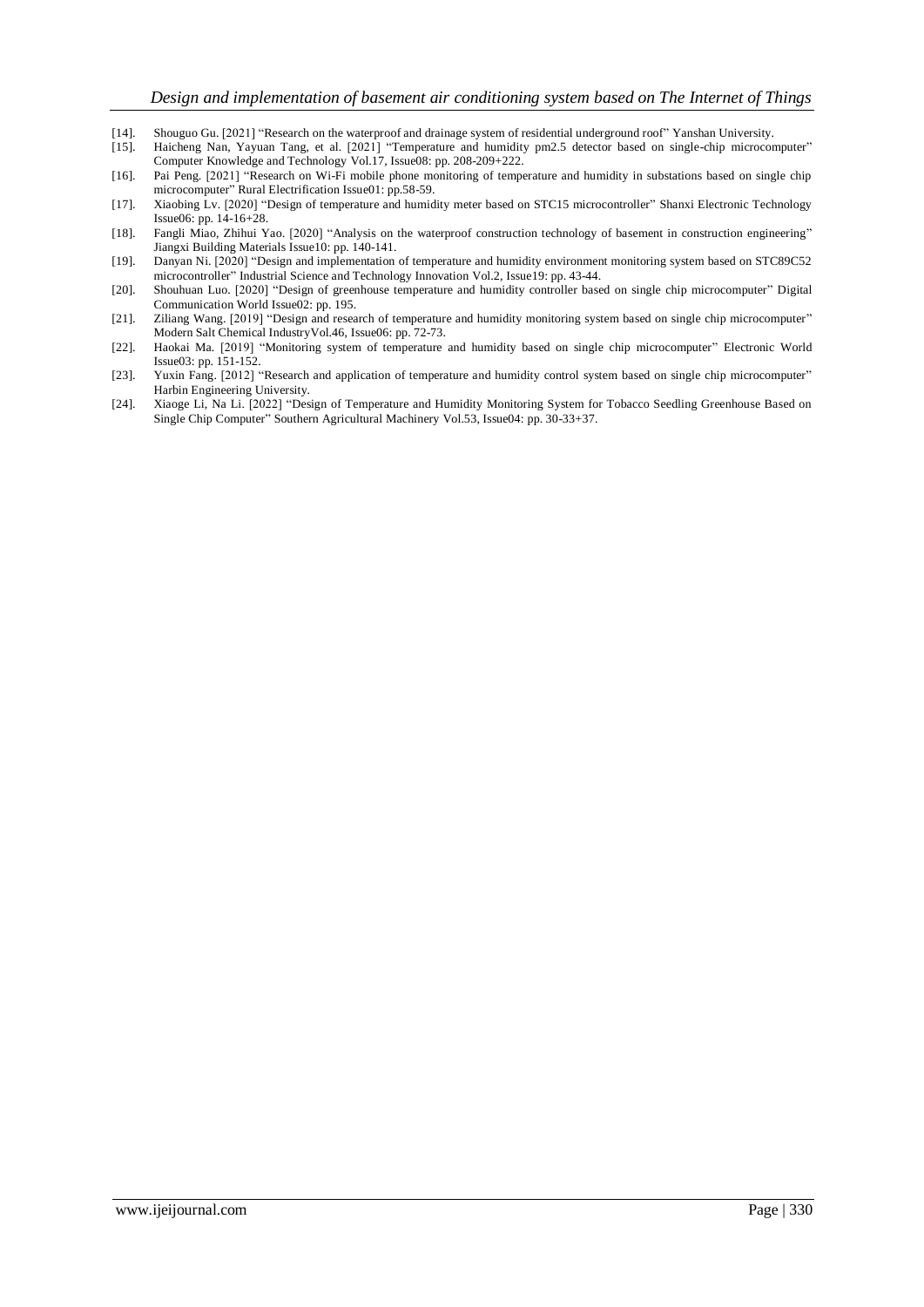[14]. Shouguo Gu. [2021] "Research on the waterproof and drainage system of residential underground roof" Yanshan University.

[15]. Haicheng Nan, Yayuan Tang, et al. [2021] "Temperature and humidity pm2.5 detector based on single-chip microcomputer" Computer Knowledge and Technology Vol.17, Issue08: pp. 208-209+222.

[16]. Pai Peng. [2021] "Research on Wi-Fi mobile phone monitoring of temperature and humidity in substations based on single chip microcomputer" Rural Electrification Issue01: pp.58-59.

[17]. Xiaobing Lv. [2020] "Design of temperature and humidity meter based on STC15 microcontroller" Shanxi Electronic Technology Issue06: pp. 14-16+28.

[18]. Fangli Miao, Zhihui Yao. [2020] "Analysis on the waterproof construction technology of basement in construction engineering" Jiangxi Building Materials Issue10: pp. 140-141.

[19]. Danyan Ni. [2020] "Design and implementation of temperature and humidity environment monitoring system based on STC89C52 microcontroller" Industrial Science and Technology Innovation Vol.2, Issue19: pp. 43-44.

[20]. Shouhuan Luo. [2020] "Design of greenhouse temperature and humidity controller based on single chip microcomputer" Digital Communication World Issue02: pp. 195.

[21]. Ziliang Wang. [2019] "Design and research of temperature and humidity monitoring system based on single chip microcomputer" Modern Salt Chemical IndustryVol.46, Issue06: pp. 72-73.

[22]. Haokai Ma. [2019] "Monitoring system of temperature and humidity based on single chip microcomputer" Electronic World Issue03: pp. 151-152.

[23]. Yuxin Fang. [2012] "Research and application of temperature and humidity control system based on single chip microcomputer" Harbin Engineering University.

[24]. Xiaoge Li, Na Li. [2022] "Design of Temperature and Humidity Monitoring System for Tobacco Seedling Greenhouse Based on Single Chip Computer" Southern Agricultural Machinery Vol.53, Issue04: pp. 30-33+37.